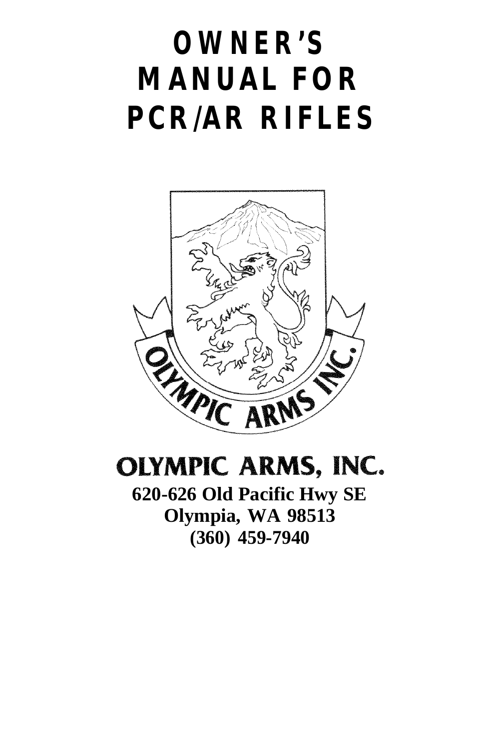# OWNER'S MANUAL FOR PCR/AR RIFLES

## OLYMPIC ARMS, INC.

**620-626 Old Pacific Hwy SE**
**Olympia, WA 98513**
**(360) 459-7940**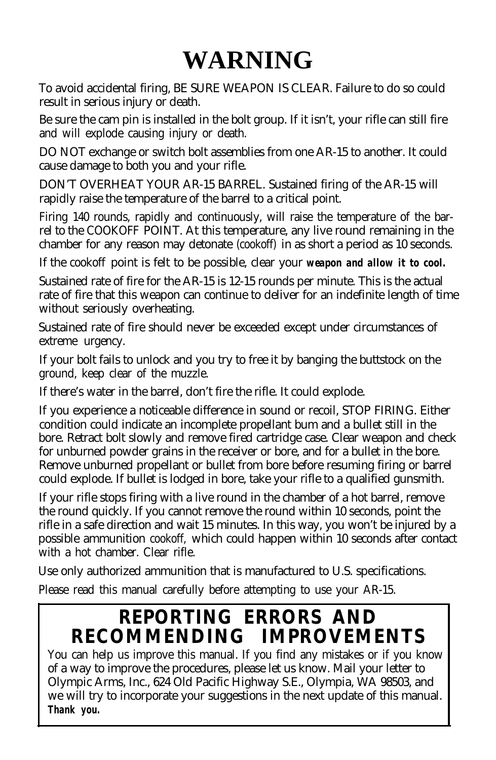# WARNING

To avoid accidental firing, BE SURE WEAPON IS CLEAR. Failure to do so could result in serious injury or death.

Be sure the cam pin is installed in the bolt group. If it isn't, your rifle can still fire and will explode causing injury or death.

DO NOT exchange or switch bolt assemblies from one AR-15 to another. It could cause damage to both you and your rifle.

DON'T OVERHEAT YOUR AR-15 BARREL. Sustained firing of the AR-15 will rapidly raise the temperature of the barrel to a critical point.

Firing 140 rounds, rapidly and continuously, will raise the temperature of the barrel to the COOKOFF POINT. At this temperature, any live round remaining in the chamber for any reason may detonate (cookoff) in as short a period as 10 seconds.

If the cookoff point is felt to be possible, clear your ***weapon and allow it to cool.***

Sustained rate of fire for the AR-15 is 12-15 rounds per minute. This is the actual rate of fire that this weapon can continue to deliver for an indefinite length of time without seriously overheating.

Sustained rate of fire should never be exceeded except under circumstances of extreme urgency.

If your bolt fails to unlock and you try to free it by banging the buttstock on the ground, keep clear of the muzzle.

If there's water in the barrel, don't fire the rifle. It could explode.

If you experience a noticeable difference in sound or recoil, STOP FIRING. Either condition could indicate an incomplete propellant bum and a bullet still in the bore. Retract bolt slowly and remove fired cartridge case. Clear weapon and check for unburned powder grains in the receiver or bore, and for a bullet in the bore. Remove unburned propellant or bullet from bore before resuming firing or barrel could explode. If bullet is lodged in bore, take your rifle to a qualified gunsmith.

If your rifle stops firing with a live round in the chamber of a hot barrel, remove the round quickly. If you cannot remove the round within 10 seconds, point the rifle in a safe direction and wait 15 minutes. In this way, you won't be injured by a possible ammunition cookoff, which could happen within 10 seconds after contact with a hot chamber. Clear rifle.

Use only authorized ammunition that is manufactured to U.S. specifications.

Please read this manual carefully before attempting to use your AR-15.

## REPORTING ERRORS AND RECOMMENDING IMPROVEMENTS

You can help us improve this manual. If you find any mistakes or if you know of a way to improve the procedures, please let us know. Mail your letter to Olympic Arms, Inc., 624 Old Pacific Highway S.E., Olympia, WA 98503, and we will try to incorporate your suggestions in the next update of this manual. ***Thank you.***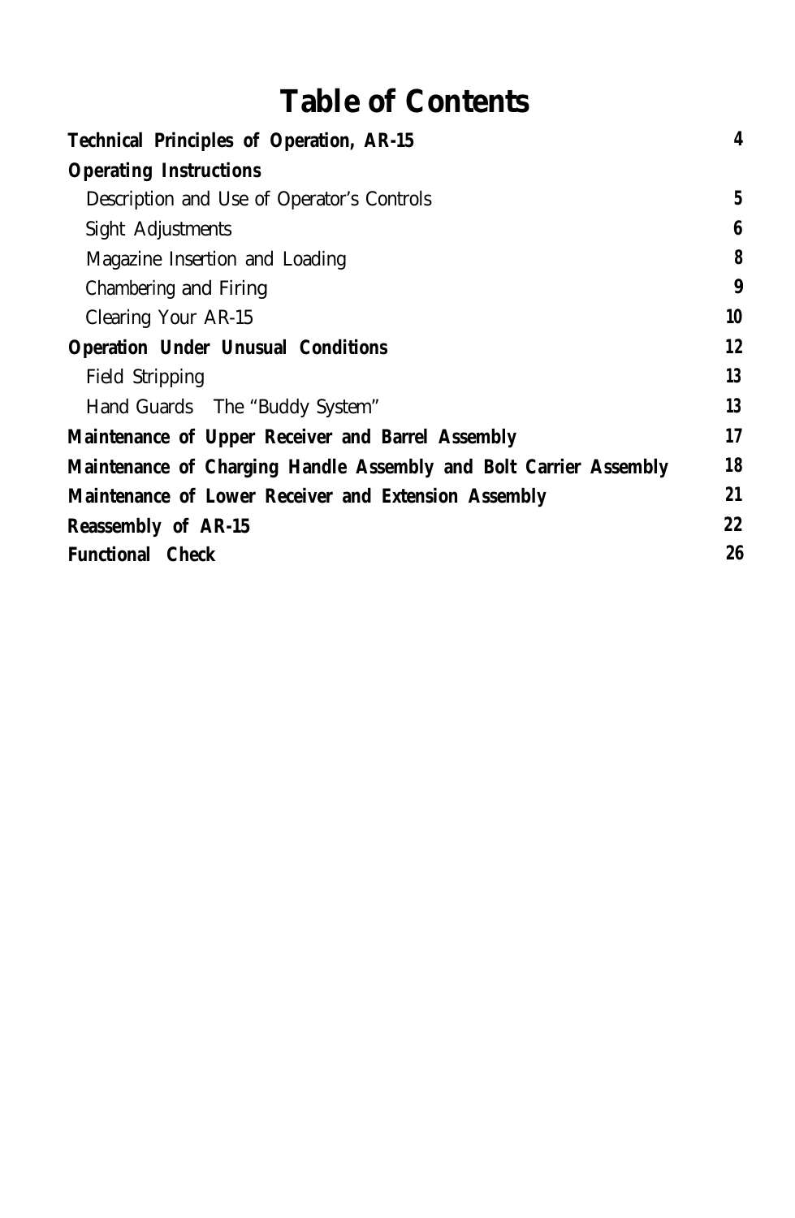# Table of Contents

| | |
|---|---|
| **Technical Principles of Operation, AR-15** | **4** |
| **Operating Instructions** | |
| Description and Use of Operator's Controls | **5** |
| Sight Adjustments | **6** |
| Magazine Insertion and Loading | **8** |
| Chambering and Firing | **9** |
| Clearing Your AR-15 | **10** |
| **Operation Under Unusual Conditions** | **12** |
| Field Stripping | **13** |
| Hand Guards The "Buddy System" | **13** |
| **Maintenance of Upper Receiver and Barrel Assembly** | **17** |
| **Maintenance of Charging Handle Assembly and Bolt Carrier Assembly** | **18** |
| **Maintenance of Lower Receiver and Extension Assembly** | **21** |
| **Reassembly of AR-15** | **22** |
| **Functional Check** | **26** |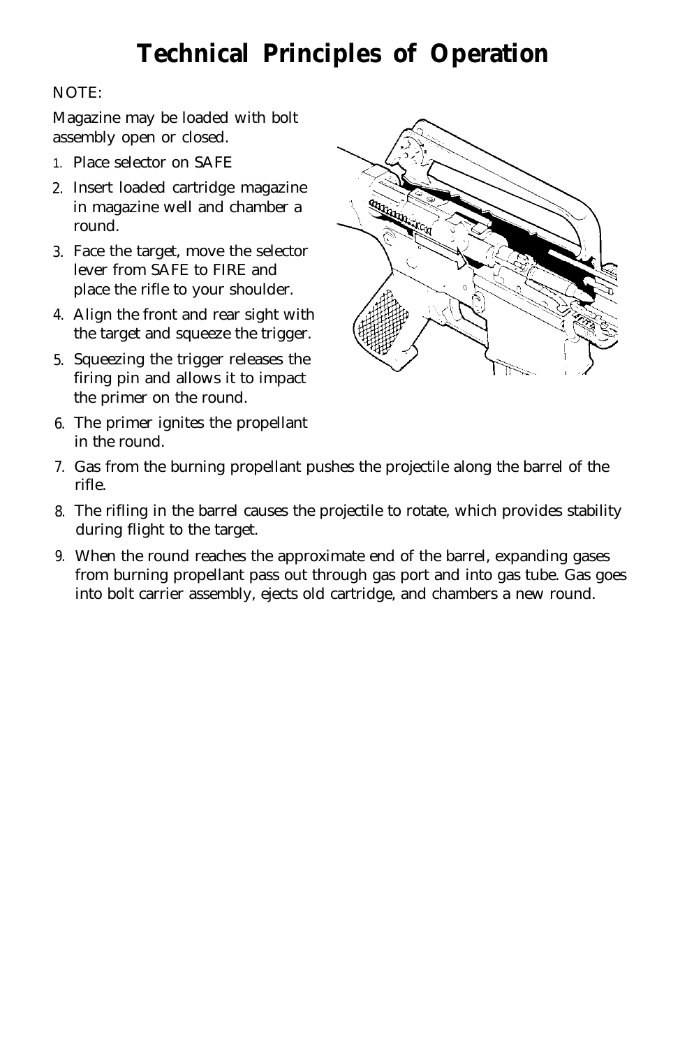# Technical Principles of Operation

NOTE:

Magazine may be loaded with bolt assembly open or closed.

1. Place selector on SAFE
2. Insert loaded cartridge magazine in magazine well and chamber a round.
3. Face the target, move the selector lever from SAFE to FIRE and place the rifle to your shoulder.
4. Align the front and rear sight with the target and squeeze the trigger.
5. Squeezing the trigger releases the firing pin and allows it to impact the primer on the round.
6. The primer ignites the propellant in the round.
7. Gas from the burning propellant pushes the projectile along the barrel of the rifle.
8. The rifling in the barrel causes the projectile to rotate, which provides stability during flight to the target.
9. When the round reaches the approximate end of the barrel, expanding gases from burning propellant pass out through gas port and into gas tube. Gas goes into bolt carrier assembly, ejects old cartridge, and chambers a new round.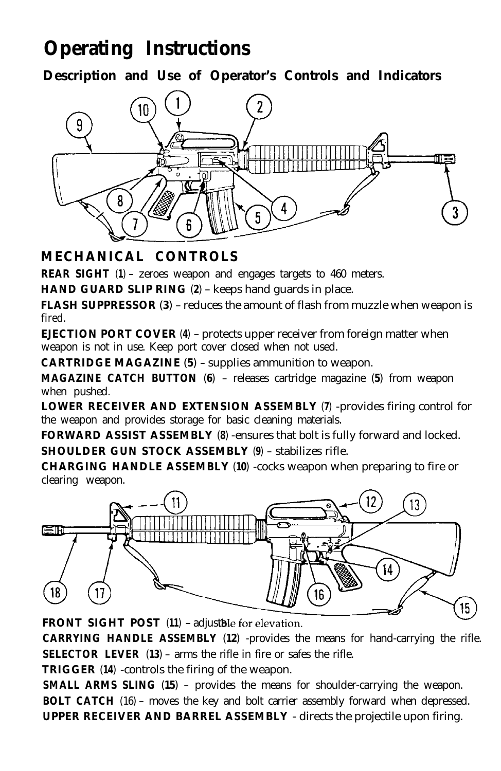# Operating Instructions

## Description and Use of Operator's Controls and Indicators

### MECHANICAL CONTROLS

**REAR SIGHT** (**1**) – zeroes weapon and engages targets to 460 meters.

**HAND GUARD SLIP RING** (**2**) – keeps hand guards in place.

**FLASH SUPPRESSOR** (**3**) – reduces the amount of flash from muzzle when weapon is fired.

**EJECTION PORT COVER** (**4**) – protects upper receiver from foreign matter when weapon is not in use. Keep port cover closed when not used.

**CARTRIDGE MAGAZINE** (**5**) – supplies ammunition to weapon.

**MAGAZINE CATCH BUTTON** (**6**) – releases cartridge magazine (**5**) from weapon when pushed.

**LOWER RECEIVER AND EXTENSION ASSEMBLY** (**7**) -provides firing control for the weapon and provides storage for basic cleaning materials.

**FORWARD ASSIST ASSEMBLY** (**8**) -ensures that bolt is fully forward and locked.

**SHOULDER GUN STOCK ASSEMBLY** (**9**) – stabilizes rifle.

**CHARGING HANDLE ASSEMBLY** (**10**) -cocks weapon when preparing to fire or clearing weapon.

**FRONT SIGHT POST** (**11**) – adjustable for elevation.

**CARRYING HANDLE ASSEMBLY** (**12**) -provides the means for hand-carrying the rifle.

**SELECTOR LEVER** (**13**) – arms the rifle in fire or safes the rifle.

**TRIGGER** (**14**) -controls the firing of the weapon.

**SMALL ARMS SLING** (**15**) – provides the means for shoulder-carrying the weapon.

**BOLT CATCH** (16) – moves the key and bolt carrier assembly forward when depressed.

**UPPER RECEIVER AND BARREL ASSEMBLY** - directs the projectile upon firing.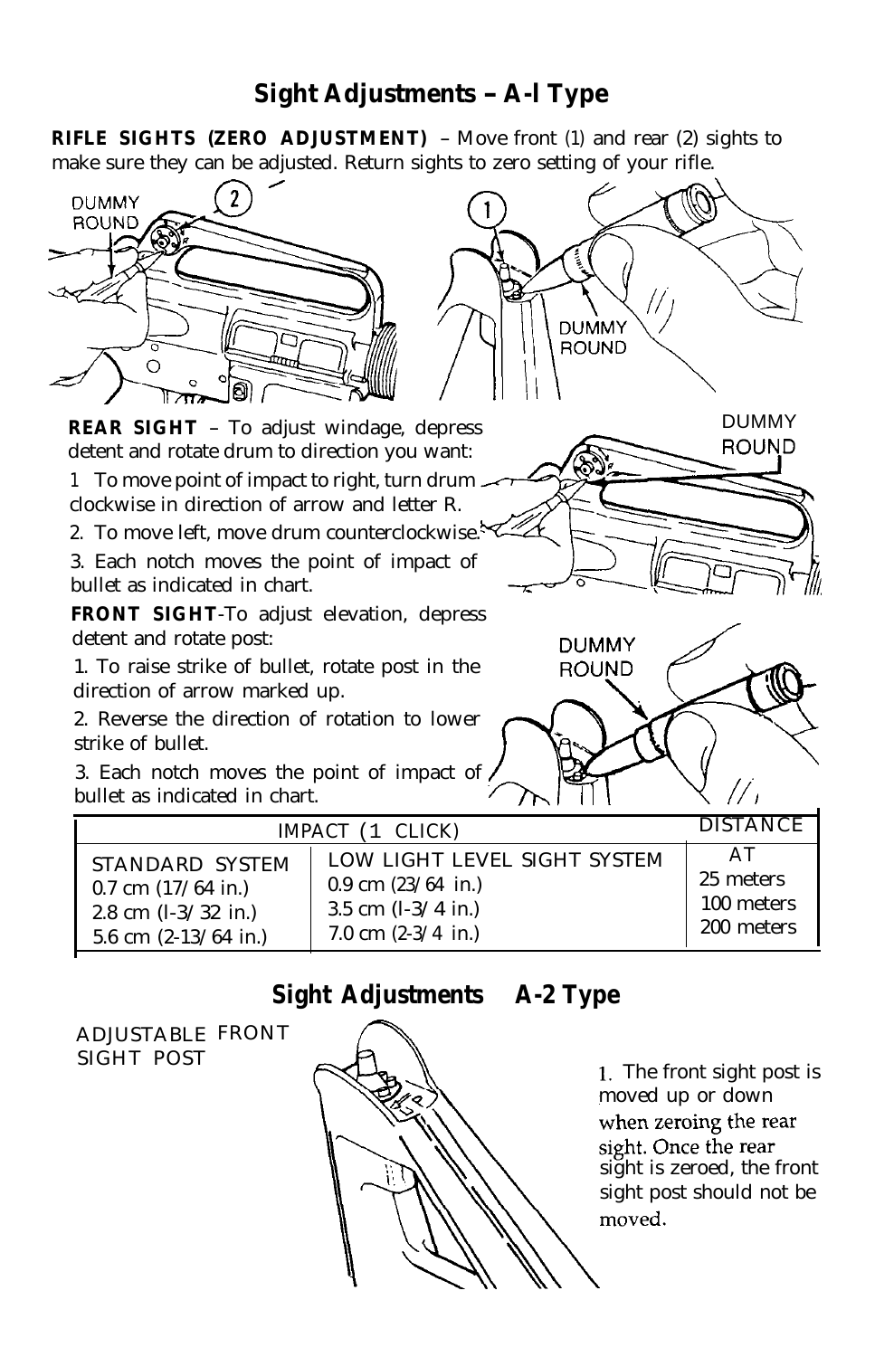## Sight Adjustments – A-l Type

**RIFLE SIGHTS (ZERO ADJUSTMENT)** – Move front (1) and rear (2) sights to make sure they can be adjusted. Return sights to zero setting of your rifle.

DUMMY ROUND

**REAR SIGHT** – To adjust windage, depress detent and rotate drum to direction you want:

1 To move point of impact to right, turn drum clockwise in direction of arrow and letter R.

2. To move left, move drum counterclockwise.

3. Each notch moves the point of impact of bullet as indicated in chart.

**FRONT SIGHT**-To adjust elevation, depress detent and rotate post:

1. To raise strike of bullet, rotate post in the direction of arrow marked up.

2. Reverse the direction of rotation to lower strike of bullet.

3. Each notch moves the point of impact of bullet as indicated in chart.

| IMPACT (1 CLICK) | | DISTANCE |
|---|---|---|
| STANDARD SYSTEM | LOW LIGHT LEVEL SIGHT SYSTEM | AT |
| 0.7 cm (17/64 in.) | 0.9 cm (23/64 in.) | 25 meters |
| 2.8 cm (l-3/32 in.) | 3.5 cm (l-3/4 in.) | 100 meters |
| 5.6 cm (2-13/64 in.) | 7.0 cm (2-3/4 in.) | 200 meters |

## Sight Adjustments A-2 Type

ADJUSTABLE FRONT SIGHT POST

1. The front sight post is moved up or down when zeroing the rear sight. Once the rear sight is zeroed, the front sight post should not be moved.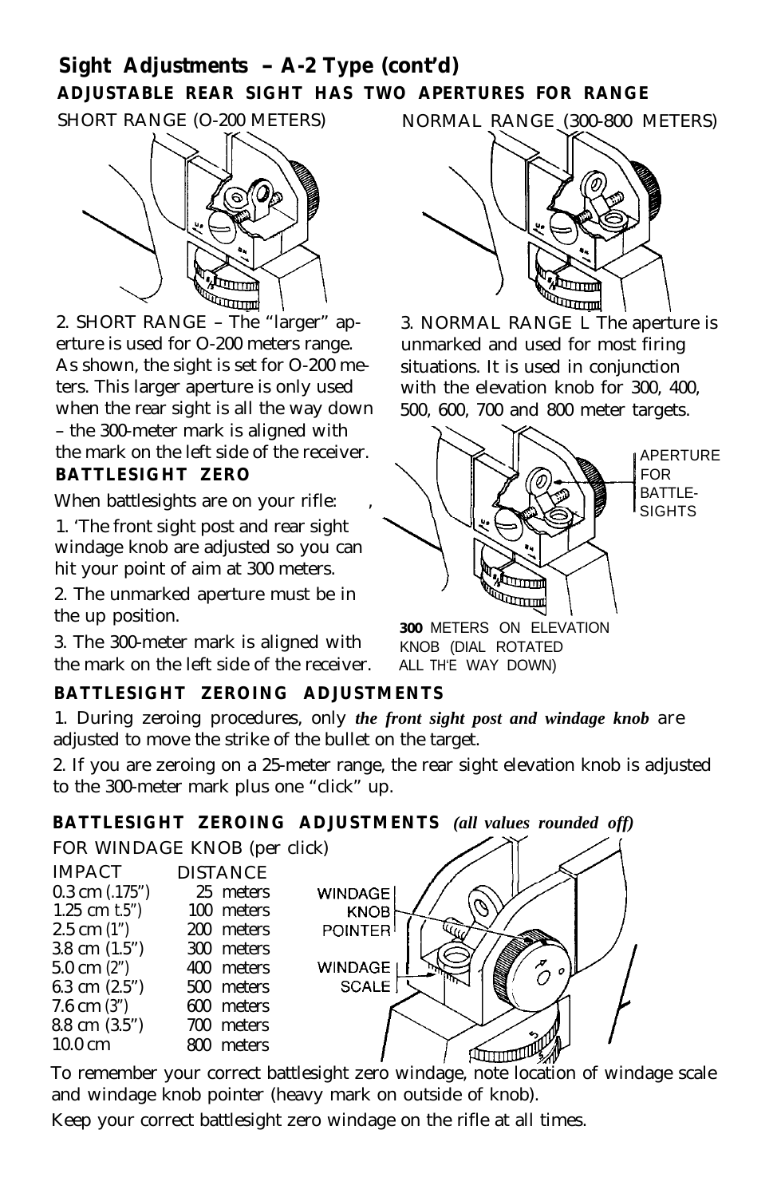## Sight Adjustments – A-2 Type (cont'd)

### ADJUSTABLE REAR SIGHT HAS TWO APERTURES FOR RANGE

SHORT RANGE (O-200 METERS)

NORMAL RANGE (300-800 METERS)

2. SHORT RANGE – The "larger" aperture is used for O-200 meters range. As shown, the sight is set for O-200 meters. This larger aperture is only used when the rear sight is all the way down – the 300-meter mark is aligned with the mark on the left side of the receiver.

3. NORMAL RANGE L The aperture is unmarked and used for most firing situations. It is used in conjunction with the elevation knob for 300, 400, 500, 600, 700 and 800 meter targets.

### BATTLESIGHT ZERO

When battlesights are on your rifle:

1. 'The front sight post and rear sight windage knob are adjusted so you can hit your point of aim at 300 meters.

2. The unmarked aperture must be in the up position.

3. The 300-meter mark is aligned with the mark on the left side of the receiver.

APERTURE FOR BATTLESIGHTS

**300** METERS ON ELEVATION KNOB (DIAL ROTATED ALL TH'E WAY DOWN)

### BATTLESIGHT ZEROING ADJUSTMENTS

1. During zeroing procedures, only ***the front sight post and windage knob*** are adjusted to move the strike of the bullet on the target.

2. If you are zeroing on a 25-meter range, the rear sight elevation knob is adjusted to the 300-meter mark plus one "click" up.

### BATTLESIGHT ZEROING ADJUSTMENTS *(all values rounded off)*

FOR WINDAGE KNOB (per click)

| IMPACT | DISTANCE |
|---|---|
| 0.3 cm (.175") | 25 meters |
| 1.25 cm t.5") | 100 meters |
| 2.5 cm (1") | 200 meters |
| 3.8 cm (1.5") | 300 meters |
| 5.0 cm (2") | 400 meters |
| 6.3 cm (2.5") | 500 meters |
| 7.6 cm (3") | 600 meters |
| 8.8 cm (3.5") | 700 meters |
| 10.0 cm | 800 meters |

WINDAGE KNOB POINTER

WINDAGE SCALE

To remember your correct battlesight zero windage, note location of windage scale and windage knob pointer (heavy mark on outside of knob).

Keep your correct battlesight zero windage on the rifle at all times.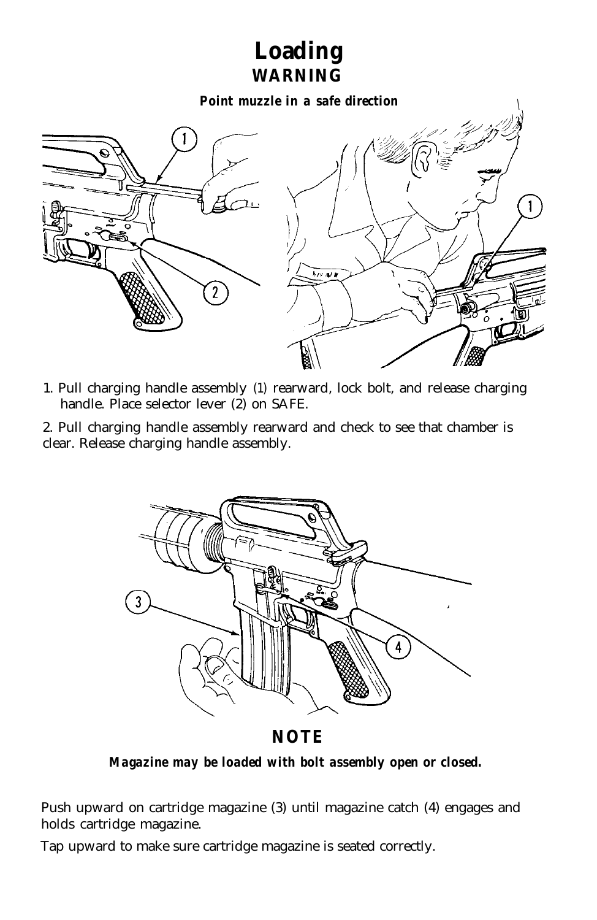# Loading

**WARNING**

***Point muzzle in a safe direction***

1. Pull charging handle assembly (1) rearward, lock bolt, and release charging handle. Place selector lever (2) on SAFE.

2. Pull charging handle assembly rearward and check to see that chamber is clear. Release charging handle assembly.

**NOTE**

***Magazine may be loaded with bolt assembly open or closed.***

Push upward on cartridge magazine (3) until magazine catch (4) engages and holds cartridge magazine.

Tap upward to make sure cartridge magazine is seated correctly.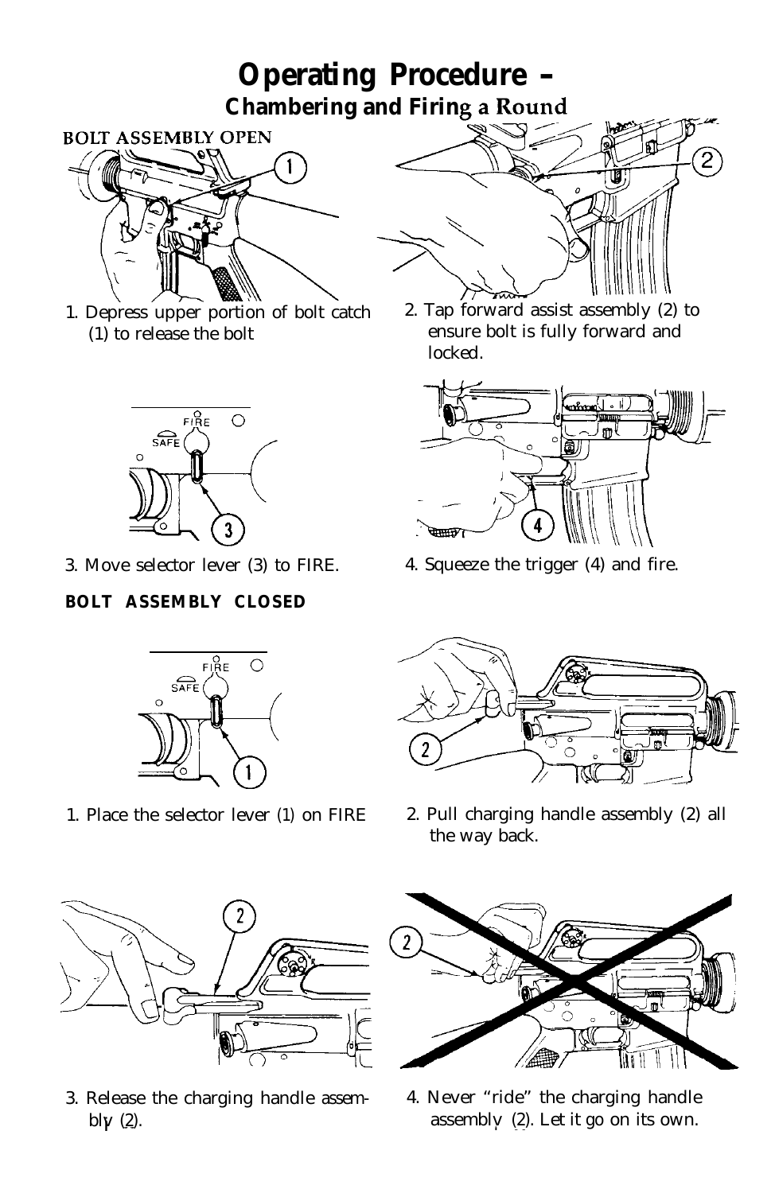# Operating Procedure – Chambering and Firing a Round

## BOLT ASSEMBLY OPEN

1. Depress upper portion of bolt catch (1) to release the bolt

2. Tap forward assist assembly (2) to ensure bolt is fully forward and locked.

3. Move selector lever (3) to FIRE.

4. Squeeze the trigger (4) and fire.

## BOLT ASSEMBLY CLOSED

1. Place the selector lever (1) on FIRE

2. Pull charging handle assembly (2) all the way back.

3. Release the charging handle assembly (2).

4. Never "ride" the charging handle assembly (2). Let it go on its own.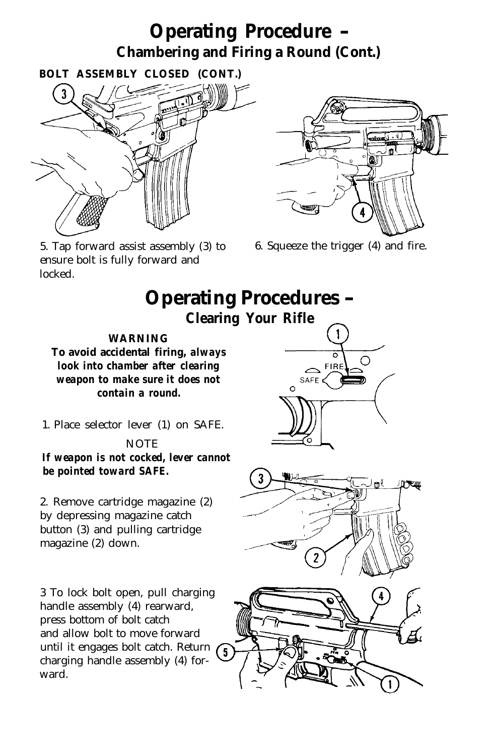# Operating Procedure – Chambering and Firing a Round (Cont.)

**BOLT ASSEMBLY CLOSED (CONT.)**

5. Tap forward assist assembly (3) to ensure bolt is fully forward and locked.

6. Squeeze the trigger (4) and fire.

# Operating Procedures – Clearing Your Rifle

**WARNING**

***To avoid accidental firing, always look into chamber after clearing weapon to make sure it does not contain a round.***

1. Place selector lever (1) on SAFE.

NOTE

***If weapon is not cocked, lever cannot be pointed toward SAFE.***

2. Remove cartridge magazine (2) by depressing magazine catch button (3) and pulling cartridge magazine (2) down.

3 To lock bolt open, pull charging handle assembly (4) rearward, press bottom of bolt catch and allow bolt to move forward until it engages bolt catch. Return charging handle assembly (4) forward.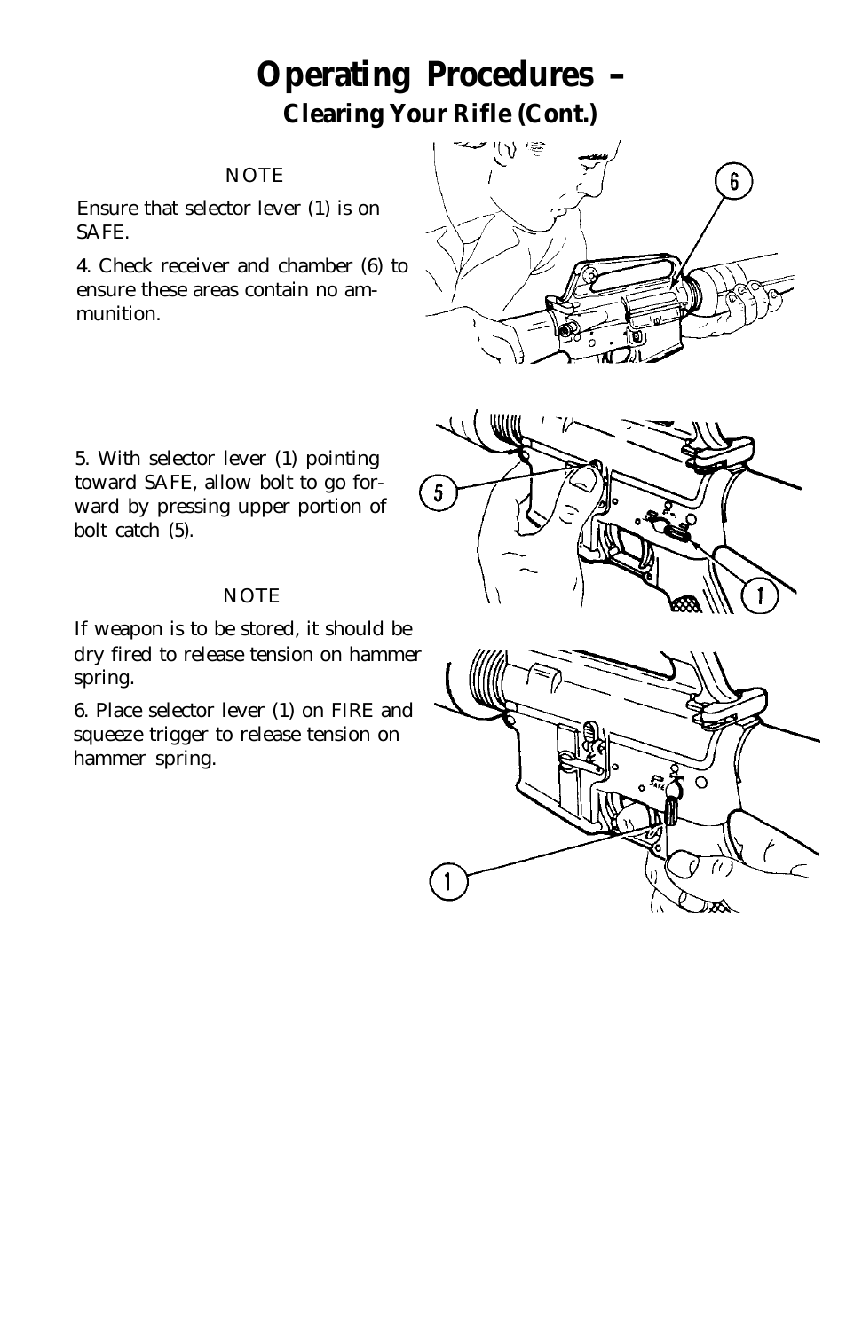# Operating Procedures – Clearing Your Rifle (Cont.)

NOTE

Ensure that selector lever (1) is on SAFE.

4. Check receiver and chamber (6) to ensure these areas contain no ammunition.

5. With selector lever (1) pointing toward SAFE, allow bolt to go forward by pressing upper portion of bolt catch (5).

NOTE

If weapon is to be stored, it should be dry fired to release tension on hammer spring.

6. Place selector lever (1) on FIRE and squeeze trigger to release tension on hammer spring.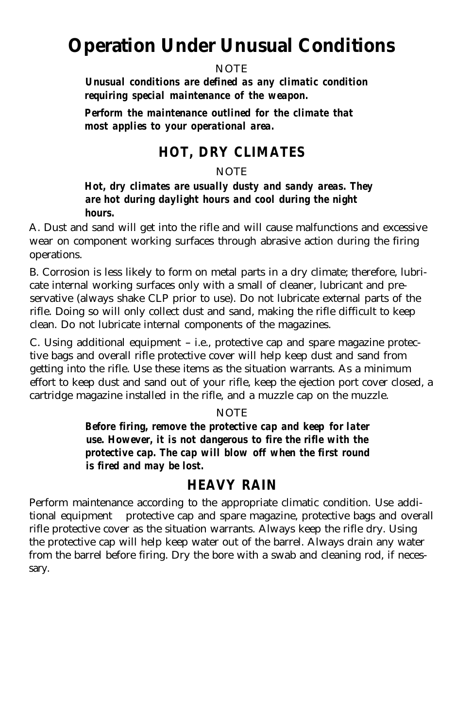# Operation Under Unusual Conditions

NOTE

***Unusual conditions are defined as any climatic condition requiring special maintenance of the weapon.***

***Perform the maintenance outlined for the climate that most applies to your operational area.***

## HOT, DRY CLIMATES

NOTE

***Hot, dry climates are usually dusty and sandy areas. They are hot during daylight hours and cool during the night hours.***

A. Dust and sand will get into the rifle and will cause malfunctions and excessive wear on component working surfaces through abrasive action during the firing operations.

B. Corrosion is less likely to form on metal parts in a dry climate; therefore, lubricate internal working surfaces only with a small of cleaner, lubricant and preservative (always shake CLP prior to use). Do not lubricate external parts of the rifle. Doing so will only collect dust and sand, making the rifle difficult to keep clean. Do not lubricate internal components of the magazines.

C. Using additional equipment – i.e., protective cap and spare magazine protective bags and overall rifle protective cover will help keep dust and sand from getting into the rifle. Use these items as the situation warrants. As a minimum effort to keep dust and sand out of your rifle, keep the ejection port cover closed, a cartridge magazine installed in the rifle, and a muzzle cap on the muzzle.

NOTE

***Before firing, remove the protective cap and keep for later use. However, it is not dangerous to fire the rifle with the protective cap. The cap will blow off when the first round is fired and may be lost.***

## HEAVY RAIN

Perform maintenance according to the appropriate climatic condition. Use additional equipment protective cap and spare magazine, protective bags and overall rifle protective cover as the situation warrants. Always keep the rifle dry. Using the protective cap will help keep water out of the barrel. Always drain any water from the barrel before firing. Dry the bore with a swab and cleaning rod, if necessary.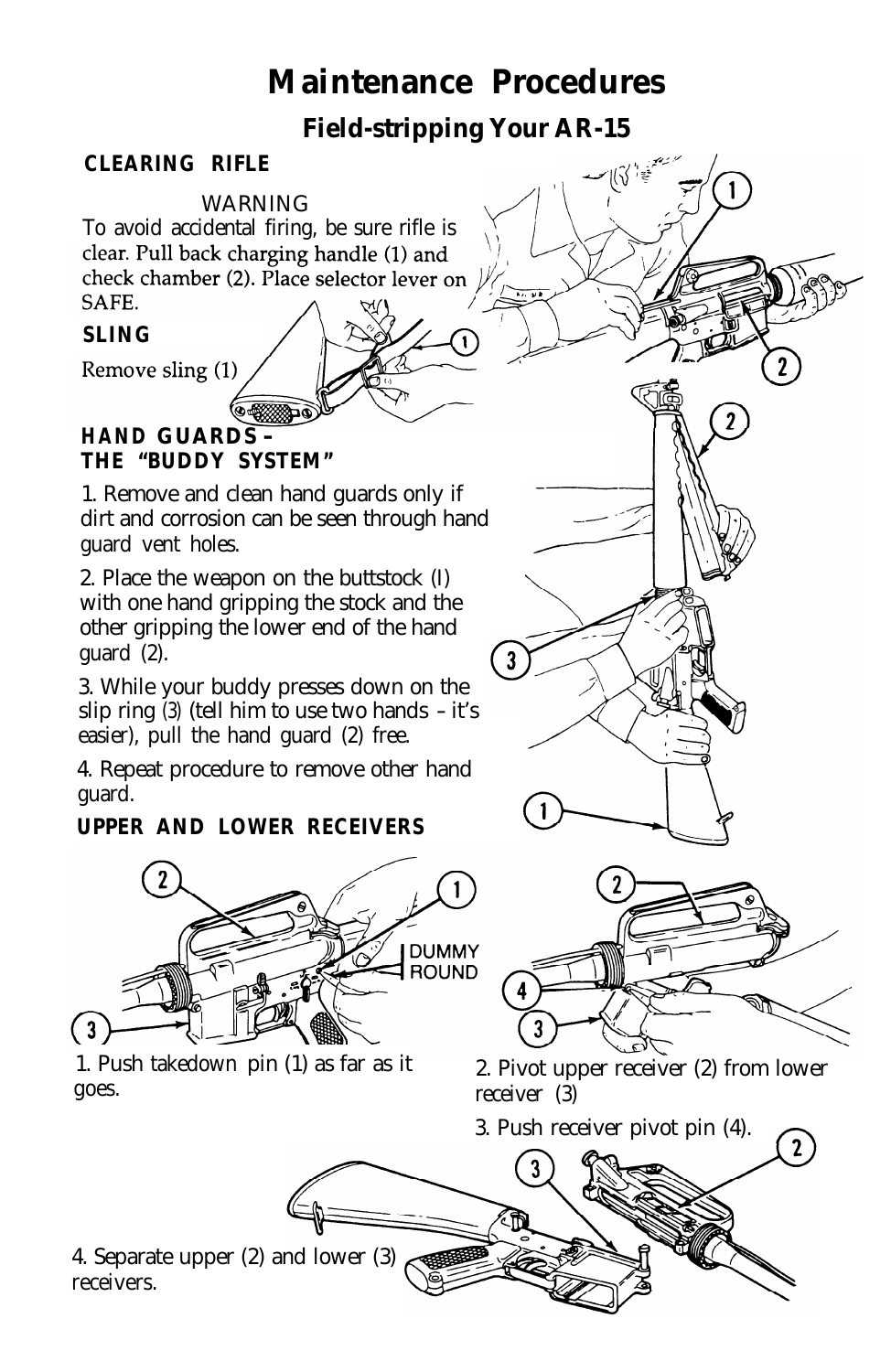# Maintenance Procedures

## Field-stripping Your AR-15

### CLEARING RIFLE

WARNING

To avoid accidental firing, be sure rifle is clear. Pull back charging handle (1) and check chamber (2). Place selector lever on SAFE.

### SLING

Remove sling (1)

### HAND GUARDS – THE "BUDDY SYSTEM"

1. Remove and clean hand guards only if dirt and corrosion can be seen through hand guard vent holes.

2. Place the weapon on the buttstock (I) with one hand gripping the stock and the other gripping the lower end of the hand guard (2).

3. While your buddy presses down on the slip ring (3) (tell him to use two hands – it's easier), pull the hand guard (2) free.

4. Repeat procedure to remove other hand guard.

### UPPER AND LOWER RECEIVERS

DUMMY ROUND

1. Push takedown pin (1) as far as it goes.

2. Pivot upper receiver (2) from lower receiver (3)

3. Push receiver pivot pin (4).

4. Separate upper (2) and lower (3) receivers.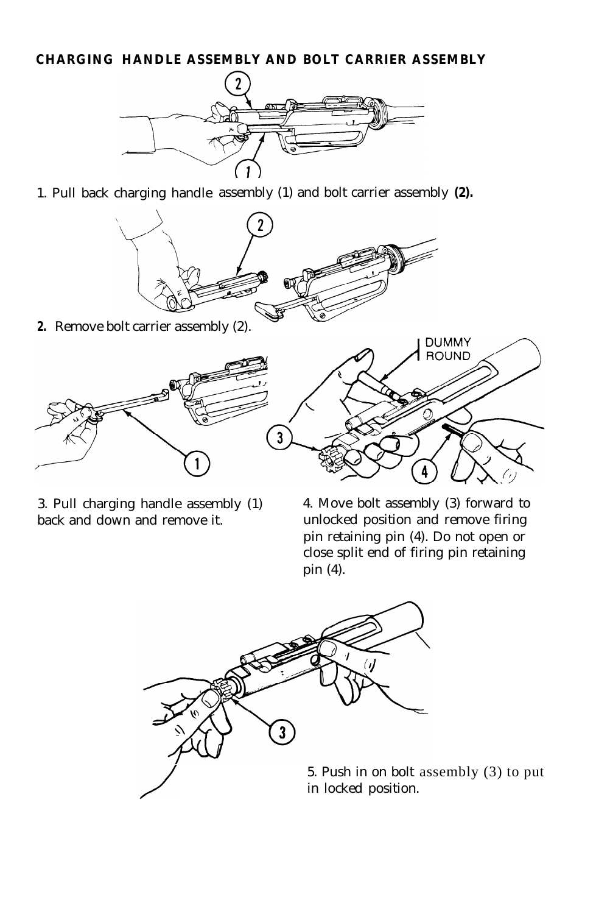**CHARGING HANDLE ASSEMBLY AND BOLT CARRIER ASSEMBLY**

1. Pull back charging handle assembly (1) and bolt carrier assembly **(2).**

**2.** Remove bolt carrier assembly (2).

3. Pull charging handle assembly (1) back and down and remove it.

4. Move bolt assembly (3) forward to unlocked position and remove firing pin retaining pin (4). Do not open or close split end of firing pin retaining pin (4).

5. Push in on bolt assembly (3) to put in locked position.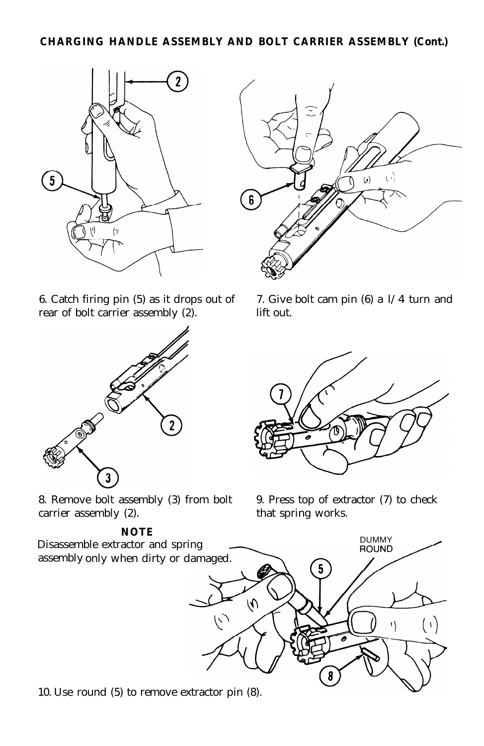**CHARGING HANDLE ASSEMBLY AND BOLT CARRIER ASSEMBLY (Cont.)**

6. Catch firing pin (5) as it drops out of rear of bolt carrier assembly (2).

7. Give bolt cam pin (6) a l/4 turn and lift out.

8. Remove bolt assembly (3) from bolt carrier assembly (2).

9. Press top of extractor (7) to check that spring works.

**NOTE**

Disassemble extractor and spring assembly only when dirty or damaged.

10. Use round (5) to remove extractor pin (8).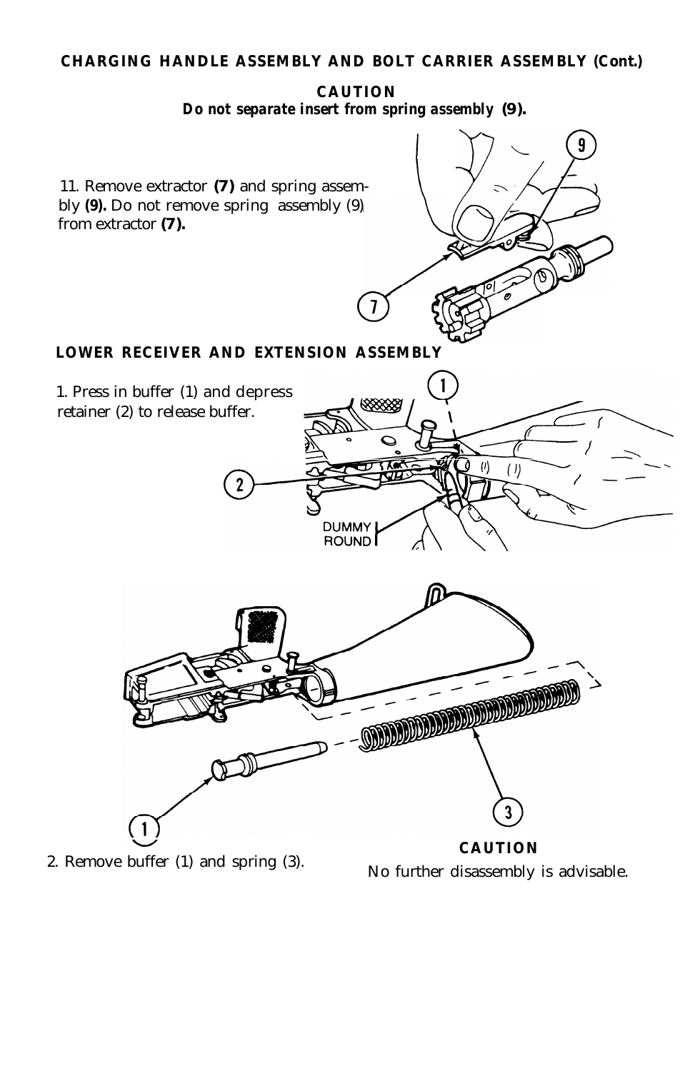## CHARGING HANDLE ASSEMBLY AND BOLT CARRIER ASSEMBLY (Cont.)

**CAUTION**

***Do not separate insert from spring assembly (9).***

11. Remove extractor **(7)** and spring assembly **(9).** Do not remove spring assembly (9) from extractor **(7).**

## LOWER RECEIVER AND EXTENSION ASSEMBLY

1. Press in buffer (1) and depress retainer (2) to release buffer.

DUMMY ROUND

2. Remove buffer (1) and spring (3).

**CAUTION**

No further disassembly is advisable.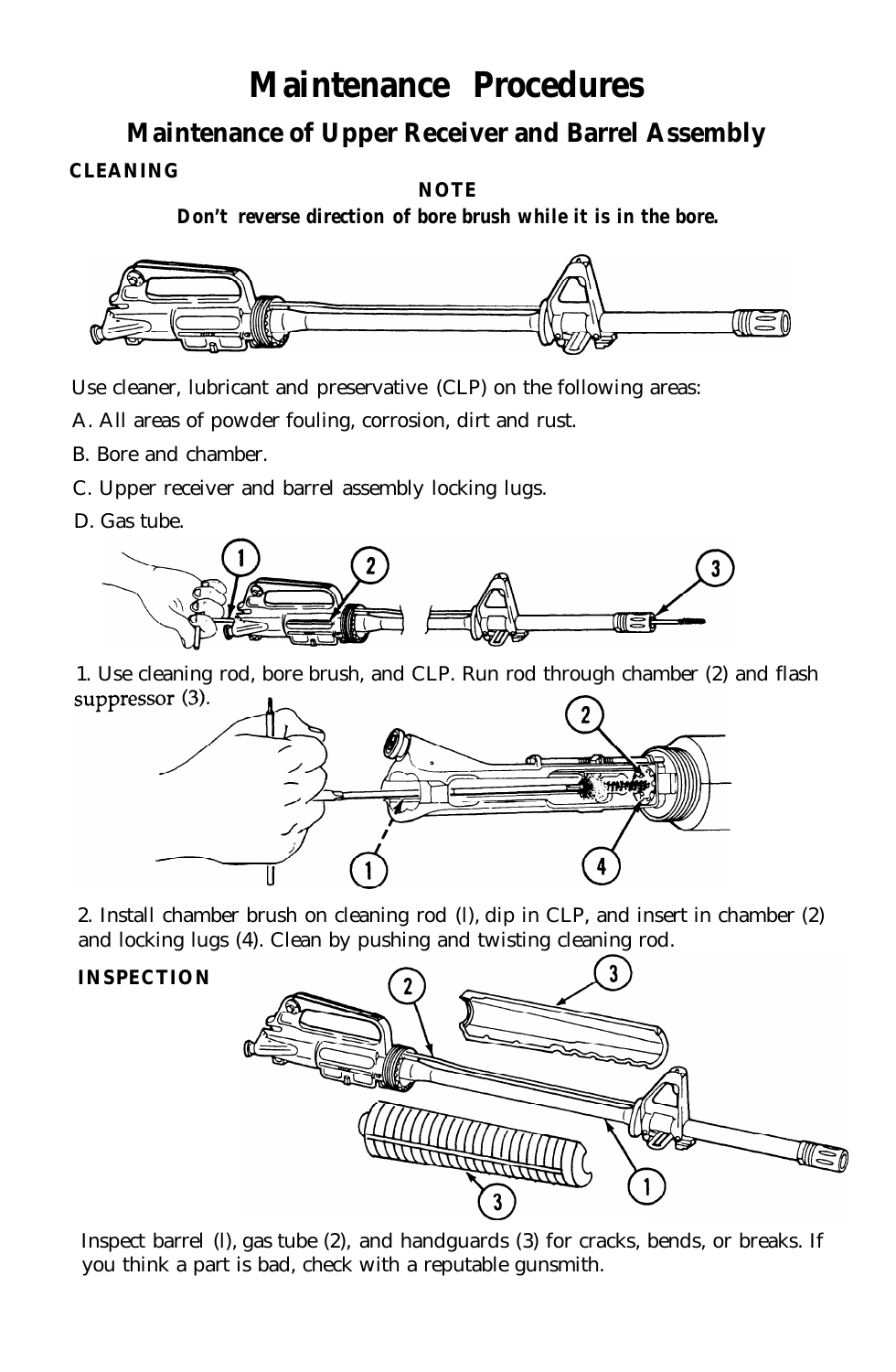# Maintenance Procedures

## Maintenance of Upper Receiver and Barrel Assembly

### CLEANING

**NOTE**

**Don't reverse direction of bore brush while it is in the bore.**

Use cleaner, lubricant and preservative (CLP) on the following areas:

A. All areas of powder fouling, corrosion, dirt and rust.

B. Bore and chamber.

C. Upper receiver and barrel assembly locking lugs.

D. Gas tube.

1. Use cleaning rod, bore brush, and CLP. Run rod through chamber (2) and flash suppressor (3).

2. Install chamber brush on cleaning rod (l), dip in CLP, and insert in chamber (2) and locking lugs (4). Clean by pushing and twisting cleaning rod.

### INSPECTION

Inspect barrel (l), gas tube (2), and handguards (3) for cracks, bends, or breaks. If you think a part is bad, check with a reputable gunsmith.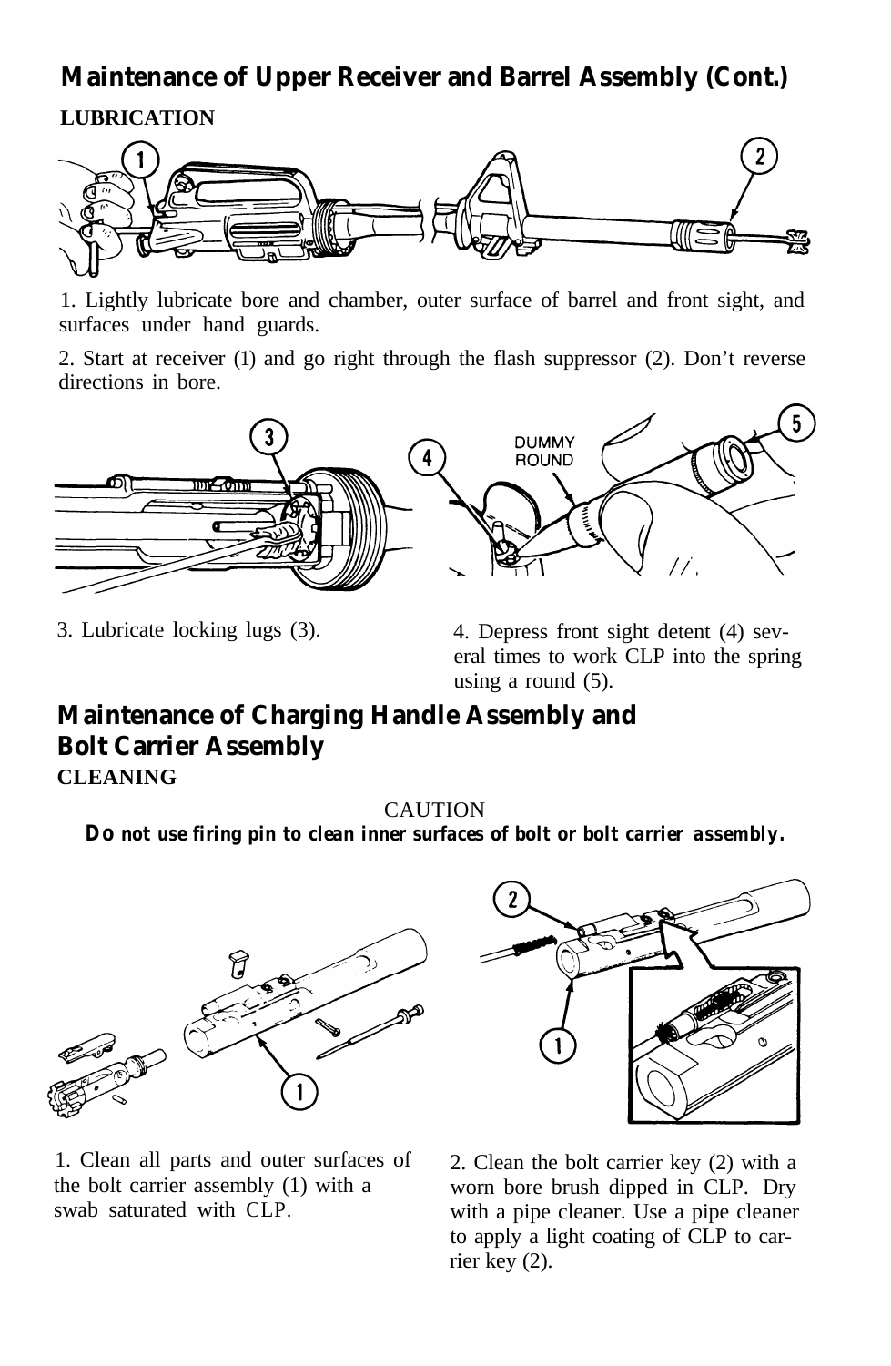## Maintenance of Upper Receiver and Barrel Assembly (Cont.)

**LUBRICATION**

1. Lightly lubricate bore and chamber, outer surface of barrel and front sight, and surfaces under hand guards.

2. Start at receiver (1) and go right through the flash suppressor (2). Don't reverse directions in bore.

3. Lubricate locking lugs (3).

4. Depress front sight detent (4) several times to work CLP into the spring using a round (5).

## Maintenance of Charging Handle Assembly and Bolt Carrier Assembly

**CLEANING**

CAUTION

***Do not use firing pin to clean inner surfaces of bolt or bolt carrier assembly.***

1. Clean all parts and outer surfaces of the bolt carrier assembly (1) with a swab saturated with CLP.

2. Clean the bolt carrier key (2) with a worn bore brush dipped in CLP. Dry with a pipe cleaner. Use a pipe cleaner to apply a light coating of CLP to carrier key (2).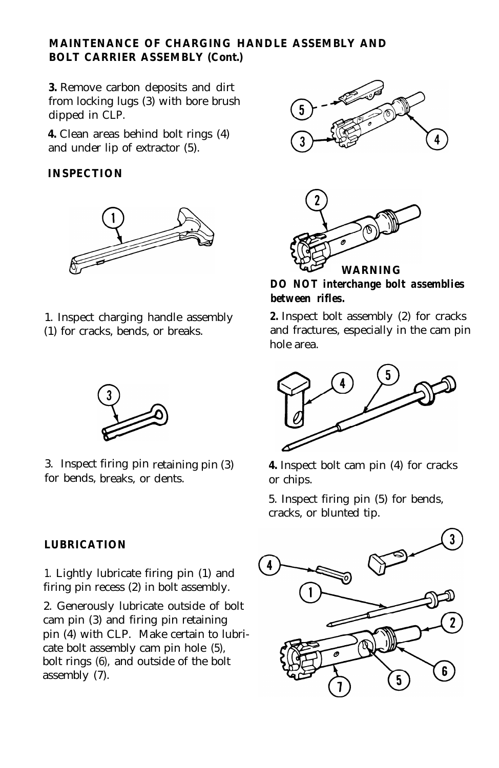**MAINTENANCE OF CHARGING HANDLE ASSEMBLY AND BOLT CARRIER ASSEMBLY (Cont.)**

**3.** Remove carbon deposits and dirt from locking lugs (3) with bore brush dipped in CLP.

**4.** Clean areas behind bolt rings (4) and under lip of extractor (5).

**INSPECTION**

1. Inspect charging handle assembly (1) for cracks, bends, or breaks.

**WARNING**

***DO NOT interchange bolt assemblies between rifles.***

**2.** Inspect bolt assembly (2) for cracks and fractures, especially in the cam pin hole area.

3. Inspect firing pin retaining pin (3) for bends, breaks, or dents.

**4.** Inspect bolt cam pin (4) for cracks or chips.

5. Inspect firing pin (5) for bends, cracks, or blunted tip.

**LUBRICATION**

1. Lightly lubricate firing pin (1) and firing pin recess (2) in bolt assembly.

2. Generously lubricate outside of bolt cam pin (3) and firing pin retaining pin (4) with CLP. Make certain to lubricate bolt assembly cam pin hole (5), bolt rings (6), and outside of the bolt assembly (7).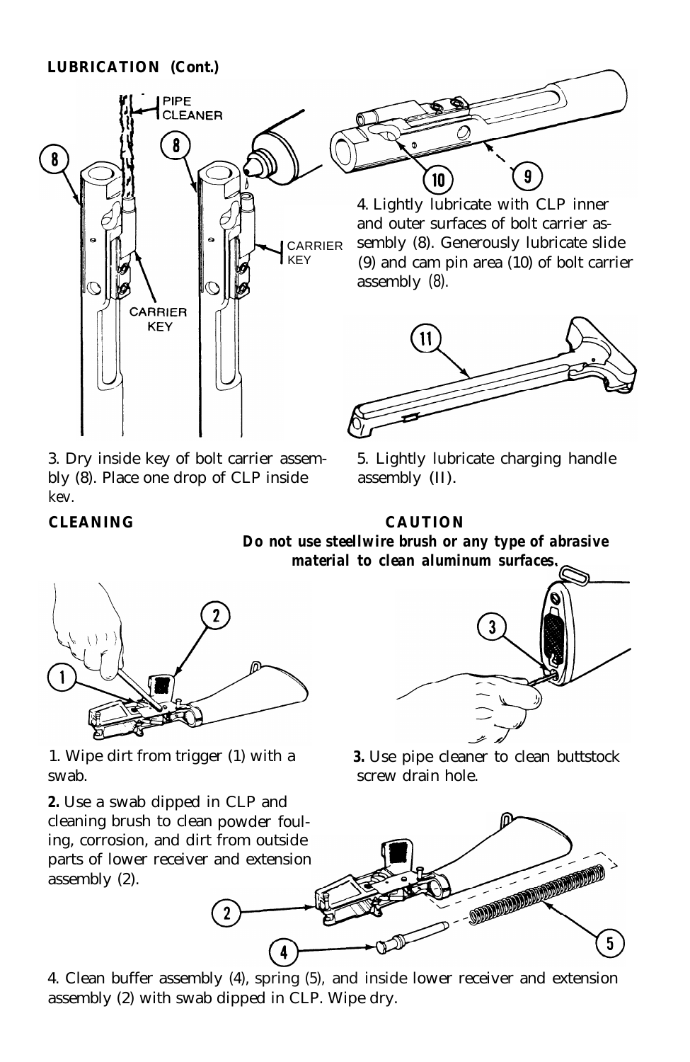**LUBRICATION (Cont.)**

3. Dry inside key of bolt carrier assembly (8). Place one drop of CLP inside kev.

4. Lightly lubricate with CLP inner and outer surfaces of bolt carrier assembly (8). Generously lubricate slide (9) and cam pin area (10) of bolt carrier assembly (8).

5. Lightly lubricate charging handle assembly (II).

**CLEANING**

**CAUTION**

***Do not use steellwire brush or any type of abrasive material to clean aluminum surfaces.***

1. Wipe dirt from trigger (1) with a swab.

**2.** Use a swab dipped in CLP and cleaning brush to clean powder fouling, corrosion, and dirt from outside parts of lower receiver and extension assembly (2).

**3.** Use pipe cleaner to clean buttstock screw drain hole.

4. Clean buffer assembly (4), spring (5), and inside lower receiver and extension assembly (2) with swab dipped in CLP. Wipe dry.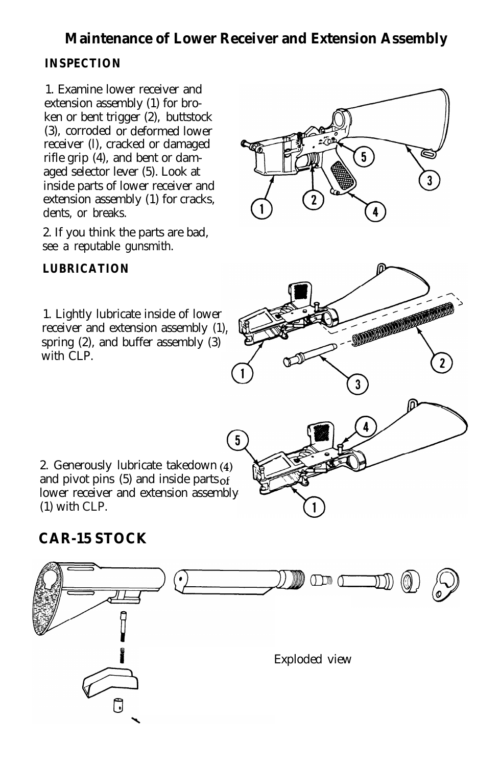## Maintenance of Lower Receiver and Extension Assembly

### INSPECTION

1. Examine lower receiver and extension assembly (1) for broken or bent trigger (2), buttstock (3), corroded or deformed lower receiver (l), cracked or damaged rifle grip (4), and bent or damaged selector lever (5). Look at inside parts of lower receiver and extension assembly (1) for cracks, dents, or breaks.

2. If you think the parts are bad, see a reputable gunsmith.

### LUBRICATION

1. Lightly lubricate inside of lower receiver and extension assembly (1), spring (2), and buffer assembly (3) with CLP.

2. Generously lubricate takedown (4) and pivot pins (5) and inside parts of lower receiver and extension assembly (1) with CLP.

## CAR-15 STOCK

Exploded view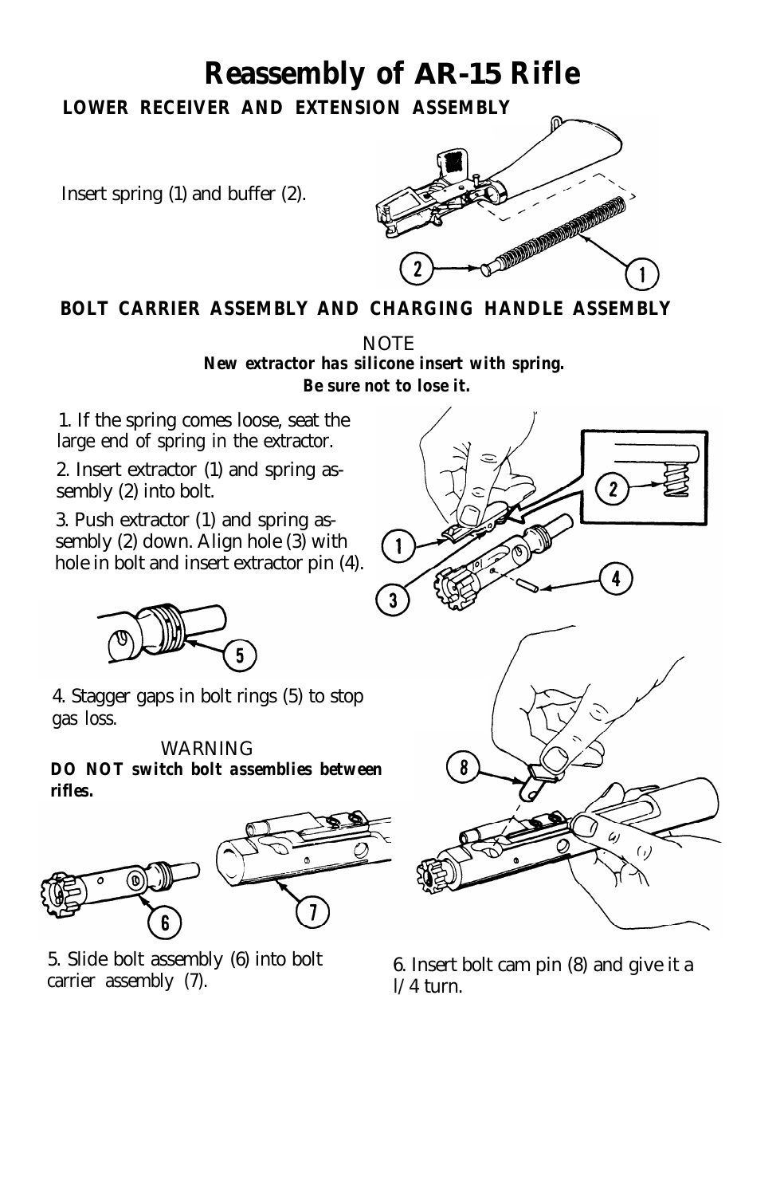# Reassembly of AR-15 Rifle

## LOWER RECEIVER AND EXTENSION ASSEMBLY

Insert spring (1) and buffer (2).

## BOLT CARRIER ASSEMBLY AND CHARGING HANDLE ASSEMBLY

NOTE

***New extractor has silicone insert with spring. Be sure not to lose it.***

1. If the spring comes loose, seat the large end of spring in the extractor.
2. Insert extractor (1) and spring assembly (2) into bolt.
3. Push extractor (1) and spring assembly (2) down. Align hole (3) with hole in bolt and insert extractor pin (4).
4. Stagger gaps in bolt rings (5) to stop gas loss.

WARNING

***DO NOT switch bolt assemblies between rifles.***

5. Slide bolt assembly (6) into bolt carrier assembly (7).
6. Insert bolt cam pin (8) and give it a l/4 turn.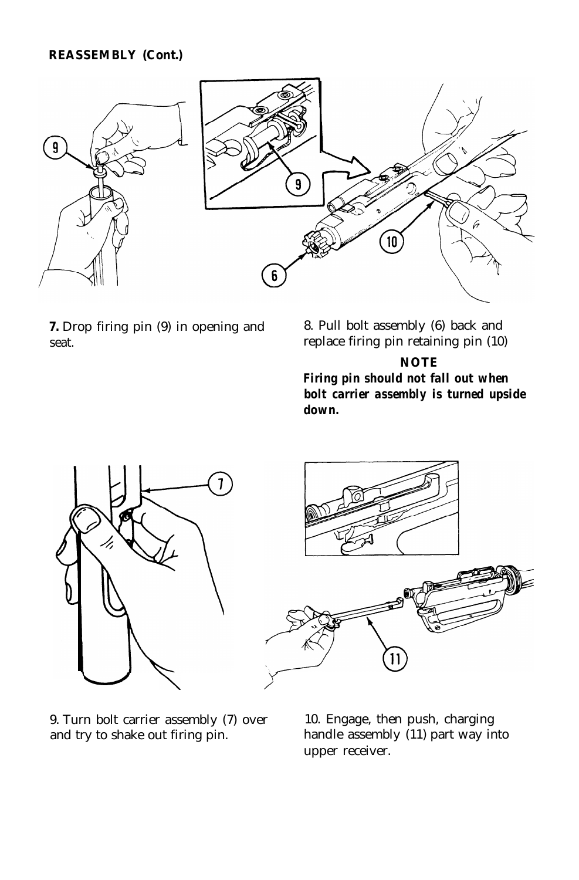**REASSEMBLY (Cont.)**

**7.** Drop firing pin (9) in opening and seat.

8. Pull bolt assembly (6) back and replace firing pin retaining pin (10)

**NOTE**

***Firing pin should not fall out when bolt carrier assembly is turned upside down.***

9. Turn bolt carrier assembly (7) over and try to shake out firing pin.

10. Engage, then push, charging handle assembly (11) part way into upper receiver.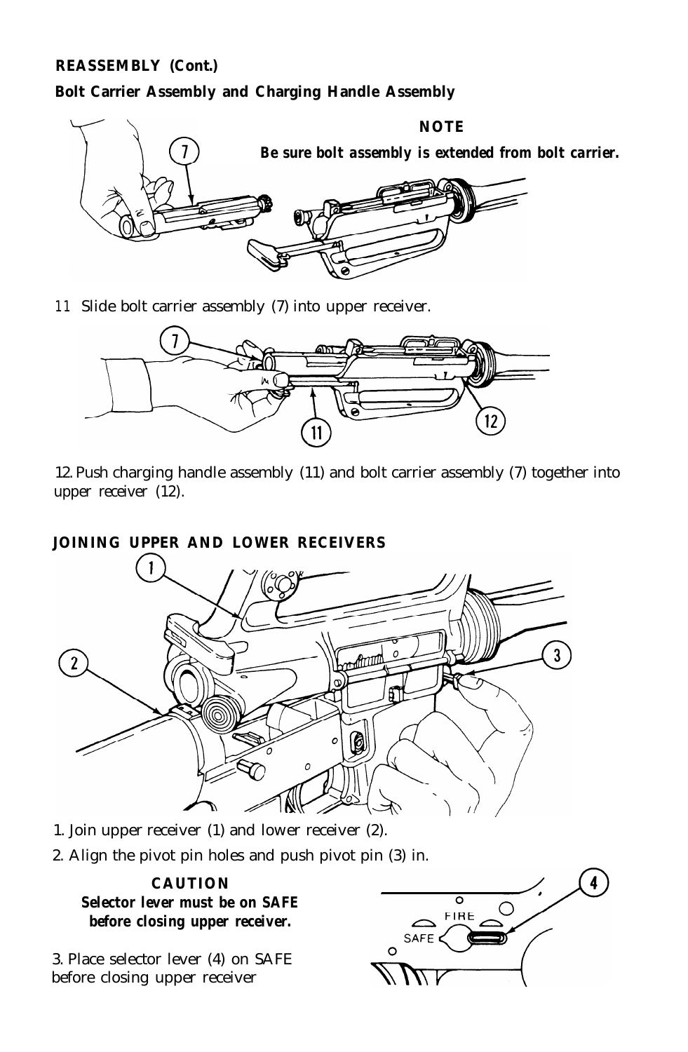**REASSEMBLY (Cont.)**

**Bolt Carrier Assembly and Charging Handle Assembly**

**NOTE**

***Be sure bolt assembly is extended from bolt carrier.***

11 Slide bolt carrier assembly (7) into upper receiver.

12. Push charging handle assembly (11) and bolt carrier assembly (7) together into upper receiver (12).

**JOINING UPPER AND LOWER RECEIVERS**

1. Join upper receiver (1) and lower receiver (2).

2. Align the pivot pin holes and push pivot pin (3) in.

**CAUTION**

**Selector lever must be on SAFE before closing upper receiver.**

3. Place selector lever (4) on SAFE before closing upper receiver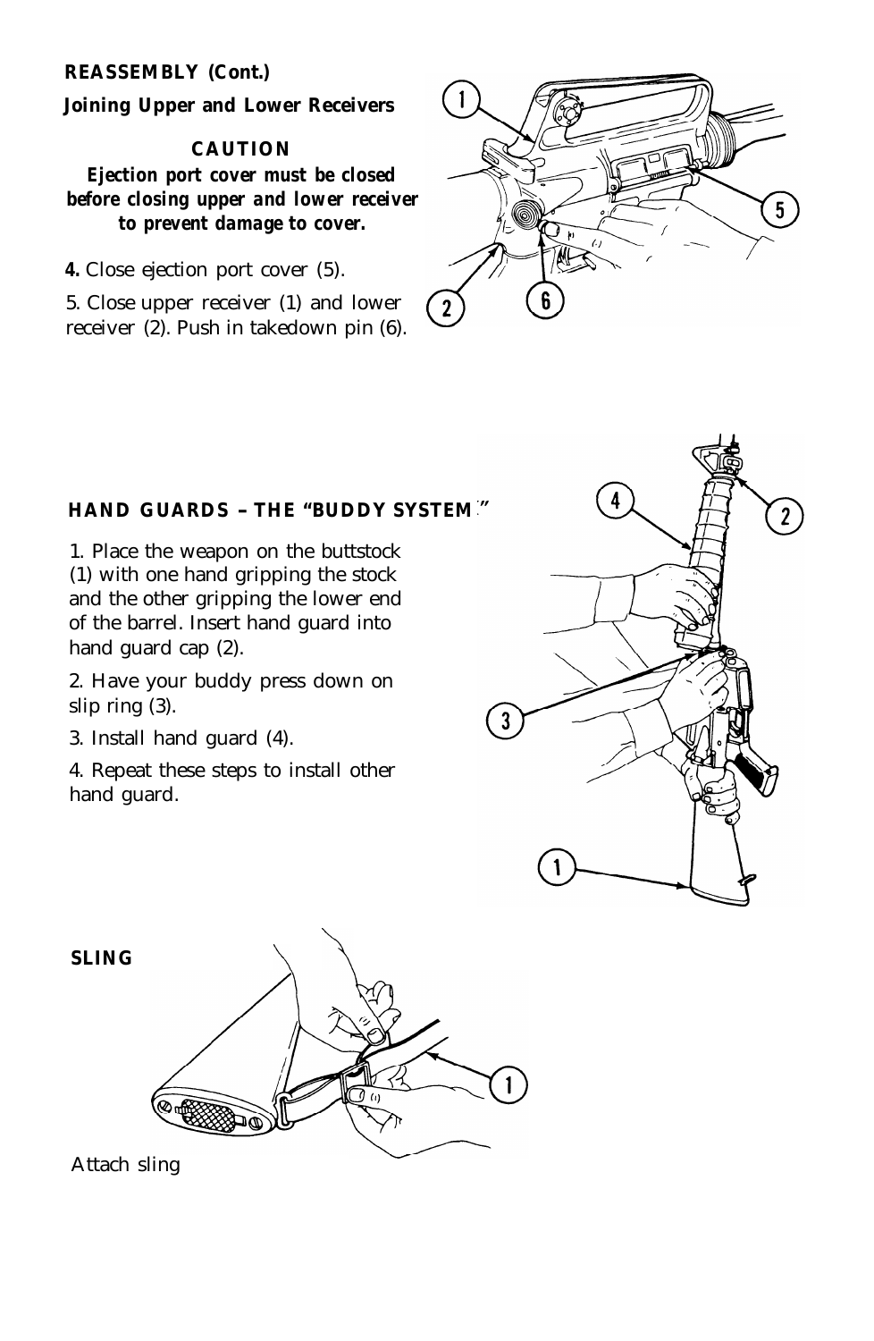## REASSEMBLY (Cont.)

### Joining Upper and Lower Receivers

**CAUTION**

***Ejection port cover must be closed before closing upper and lower receiver to prevent damage to cover.***

**4.** Close ejection port cover (5).

5. Close upper receiver (1) and lower receiver (2). Push in takedown pin (6).

## HAND GUARDS – THE "BUDDY SYSTEM"

1. Place the weapon on the buttstock (1) with one hand gripping the stock and the other gripping the lower end of the barrel. Insert hand guard into hand guard cap (2).

2. Have your buddy press down on slip ring (3).

3. Install hand guard (4).

4. Repeat these steps to install other hand guard.

## SLING

Attach sling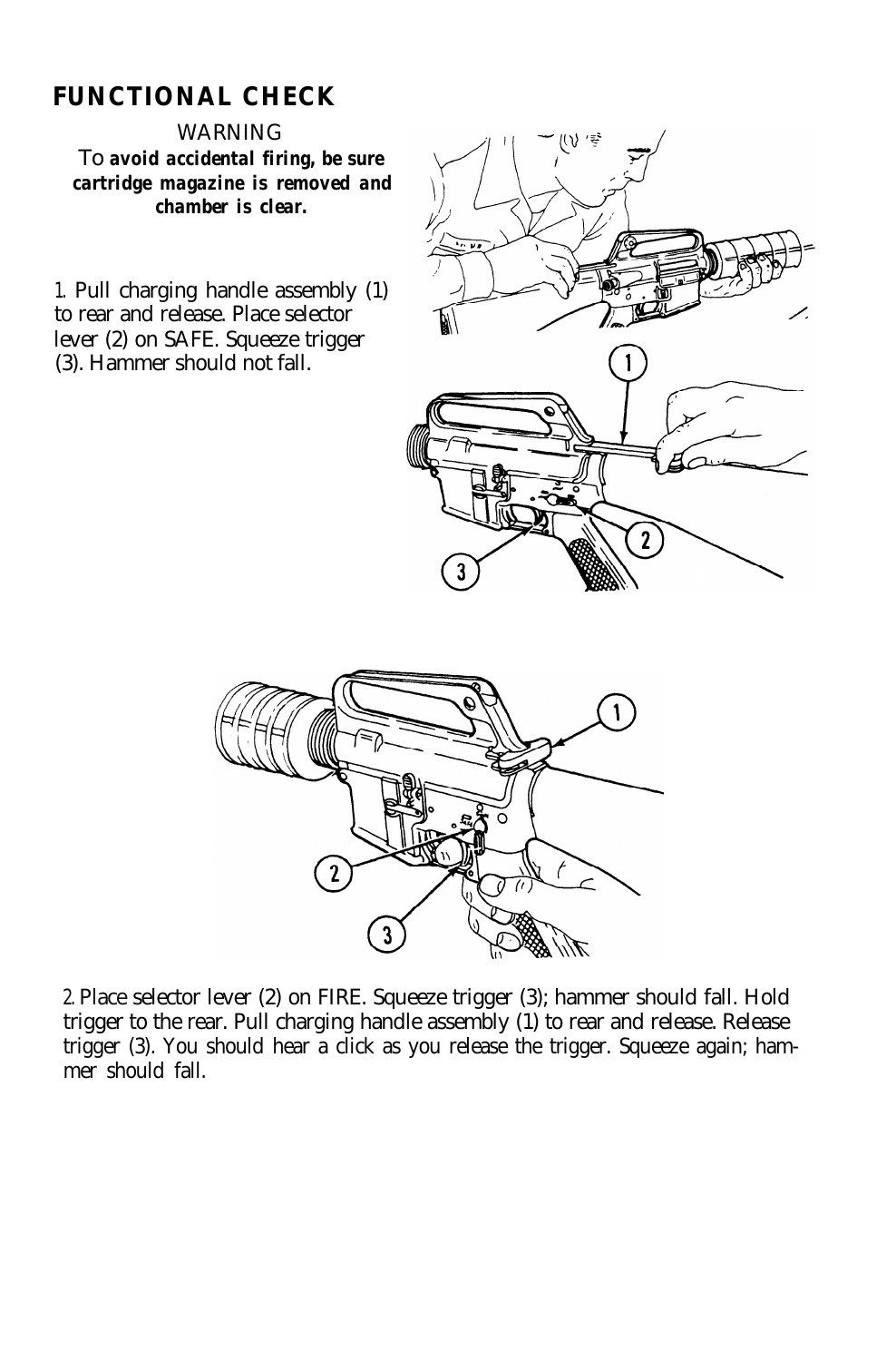## FUNCTIONAL CHECK

WARNING

To ***avoid accidental firing, be sure cartridge magazine is removed and chamber is clear.***

1. Pull charging handle assembly (1) to rear and release. Place selector lever (2) on SAFE. Squeeze trigger (3). Hammer should not fall.

2. Place selector lever (2) on FIRE. Squeeze trigger (3); hammer should fall. Hold trigger to the rear. Pull charging handle assembly (1) to rear and release. Release trigger (3). You should hear a click as you release the trigger. Squeeze again; hammer should fall.